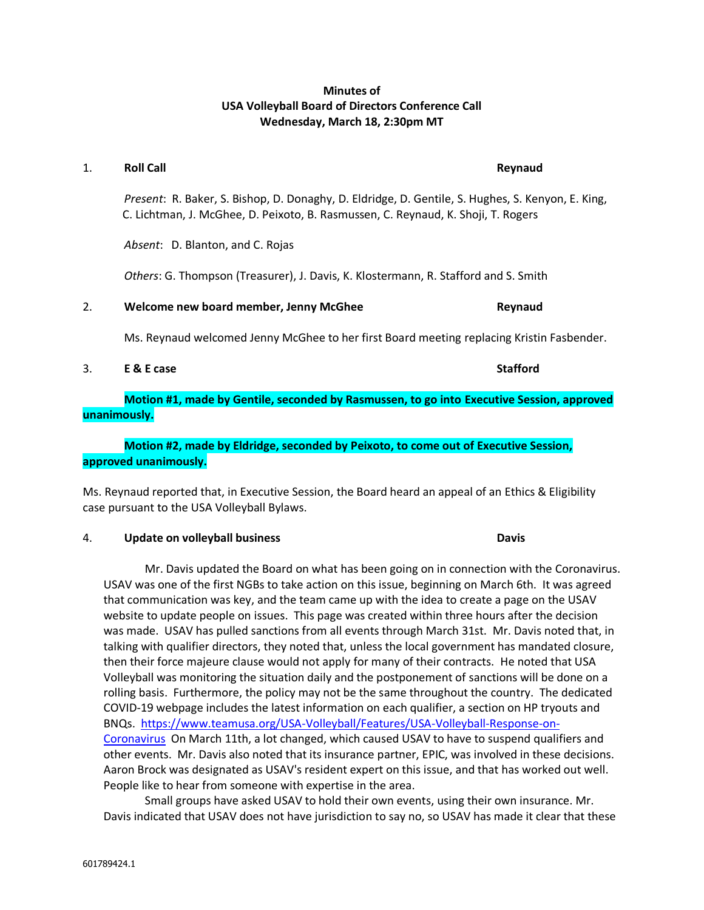**Minutes of**
**USA Volleyball Board of Directors Conference Call**
**Wednesday, March 18, 2:30pm MT**

1. **Roll Call** **Reynaud**

*Present*: R. Baker, S. Bishop, D. Donaghy, D. Eldridge, D. Gentile, S. Hughes, S. Kenyon, E. King, C. Lichtman, J. McGhee, D. Peixoto, B. Rasmussen, C. Reynaud, K. Shoji, T. Rogers

*Absent*: D. Blanton, and C. Rojas

*Others*: G. Thompson (Treasurer), J. Davis, K. Klostermann, R. Stafford and S. Smith

2. **Welcome new board member, Jenny McGhee** **Reynaud**

Ms. Reynaud welcomed Jenny McGhee to her first Board meeting replacing Kristin Fasbender.

3. **E & E case** **Stafford**

**Motion #1, made by Gentile, seconded by Rasmussen, to go into Executive Session, approved unanimously.**

**Motion #2, made by Eldridge, seconded by Peixoto, to come out of Executive Session, approved unanimously.**

Ms. Reynaud reported that, in Executive Session, the Board heard an appeal of an Ethics & Eligibility case pursuant to the USA Volleyball Bylaws.

4. **Update on volleyball business** **Davis**

Mr. Davis updated the Board on what has been going on in connection with the Coronavirus. USAV was one of the first NGBs to take action on this issue, beginning on March 6th. It was agreed that communication was key, and the team came up with the idea to create a page on the USAV website to update people on issues. This page was created within three hours after the decision was made. USAV has pulled sanctions from all events through March 31st. Mr. Davis noted that, in talking with qualifier directors, they noted that, unless the local government has mandated closure, then their force majeure clause would not apply for many of their contracts. He noted that USA Volleyball was monitoring the situation daily and the postponement of sanctions will be done on a rolling basis. Furthermore, the policy may not be the same throughout the country. The dedicated COVID-19 webpage includes the latest information on each qualifier, a section on HP tryouts and BNQs. [https://www.teamusa.org/USA-Volleyball/Features/USA-Volleyball-Response-on-Coronavirus](https://www.teamusa.org/USA-Volleyball/Features/USA-Volleyball-Response-on-Coronavirus) On March 11th, a lot changed, which caused USAV to have to suspend qualifiers and other events. Mr. Davis also noted that its insurance partner, EPIC, was involved in these decisions. Aaron Brock was designated as USAV's resident expert on this issue, and that has worked out well. People like to hear from someone with expertise in the area.

Small groups have asked USAV to hold their own events, using their own insurance. Mr. Davis indicated that USAV does not have jurisdiction to say no, so USAV has made it clear that these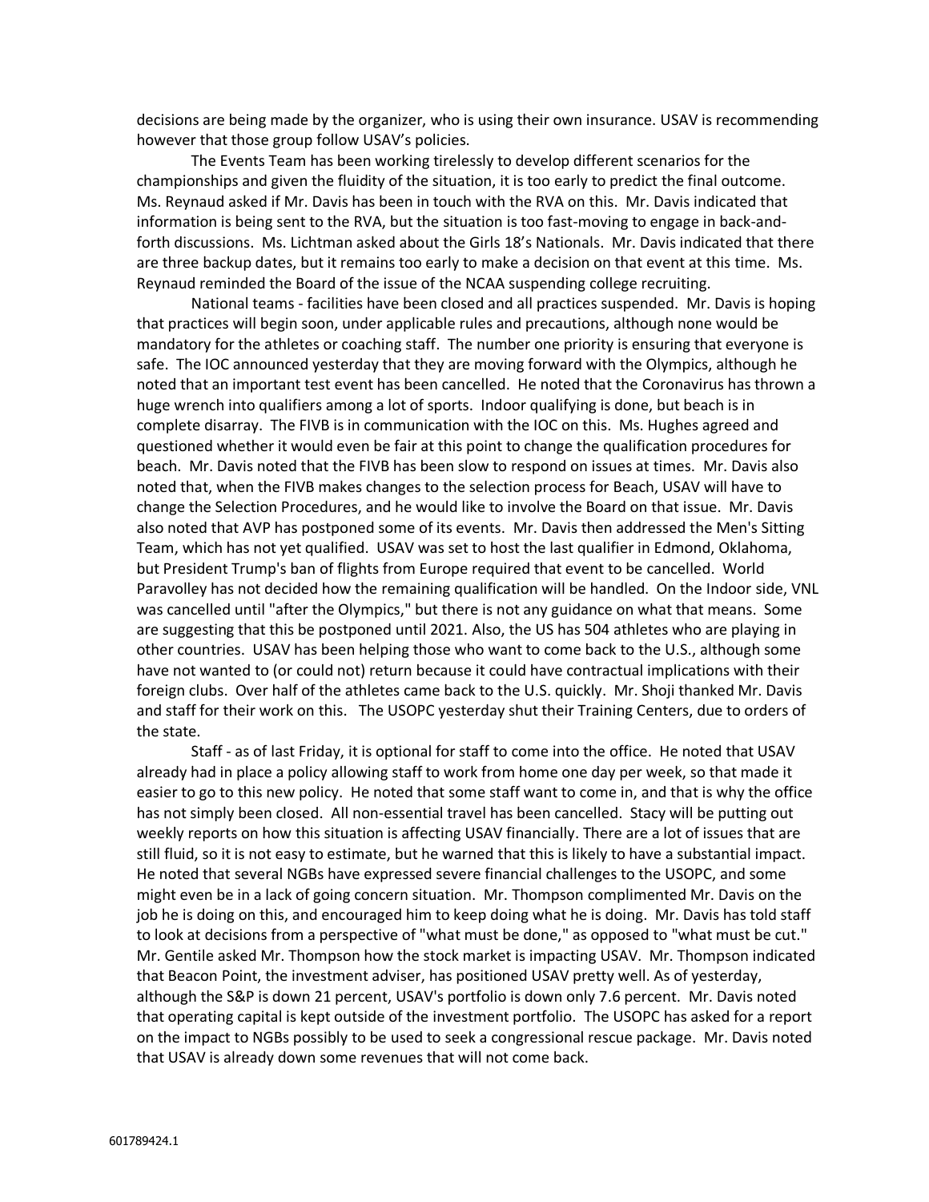decisions are being made by the organizer, who is using their own insurance. USAV is recommending however that those group follow USAV's policies.

The Events Team has been working tirelessly to develop different scenarios for the championships and given the fluidity of the situation, it is too early to predict the final outcome. Ms. Reynaud asked if Mr. Davis has been in touch with the RVA on this. Mr. Davis indicated that information is being sent to the RVA, but the situation is too fast-moving to engage in back-and-forth discussions. Ms. Lichtman asked about the Girls 18's Nationals. Mr. Davis indicated that there are three backup dates, but it remains too early to make a decision on that event at this time. Ms. Reynaud reminded the Board of the issue of the NCAA suspending college recruiting.

National teams - facilities have been closed and all practices suspended. Mr. Davis is hoping that practices will begin soon, under applicable rules and precautions, although none would be mandatory for the athletes or coaching staff. The number one priority is ensuring that everyone is safe. The IOC announced yesterday that they are moving forward with the Olympics, although he noted that an important test event has been cancelled. He noted that the Coronavirus has thrown a huge wrench into qualifiers among a lot of sports. Indoor qualifying is done, but beach is in complete disarray. The FIVB is in communication with the IOC on this. Ms. Hughes agreed and questioned whether it would even be fair at this point to change the qualification procedures for beach. Mr. Davis noted that the FIVB has been slow to respond on issues at times. Mr. Davis also noted that, when the FIVB makes changes to the selection process for Beach, USAV will have to change the Selection Procedures, and he would like to involve the Board on that issue. Mr. Davis also noted that AVP has postponed some of its events. Mr. Davis then addressed the Men's Sitting Team, which has not yet qualified. USAV was set to host the last qualifier in Edmond, Oklahoma, but President Trump's ban of flights from Europe required that event to be cancelled. World Paravolley has not decided how the remaining qualification will be handled. On the Indoor side, VNL was cancelled until "after the Olympics," but there is not any guidance on what that means. Some are suggesting that this be postponed until 2021. Also, the US has 504 athletes who are playing in other countries. USAV has been helping those who want to come back to the U.S., although some have not wanted to (or could not) return because it could have contractual implications with their foreign clubs. Over half of the athletes came back to the U.S. quickly. Mr. Shoji thanked Mr. Davis and staff for their work on this. The USOPC yesterday shut their Training Centers, due to orders of the state.

Staff - as of last Friday, it is optional for staff to come into the office. He noted that USAV already had in place a policy allowing staff to work from home one day per week, so that made it easier to go to this new policy. He noted that some staff want to come in, and that is why the office has not simply been closed. All non-essential travel has been cancelled. Stacy will be putting out weekly reports on how this situation is affecting USAV financially. There are a lot of issues that are still fluid, so it is not easy to estimate, but he warned that this is likely to have a substantial impact. He noted that several NGBs have expressed severe financial challenges to the USOPC, and some might even be in a lack of going concern situation. Mr. Thompson complimented Mr. Davis on the job he is doing on this, and encouraged him to keep doing what he is doing. Mr. Davis has told staff to look at decisions from a perspective of "what must be done," as opposed to "what must be cut." Mr. Gentile asked Mr. Thompson how the stock market is impacting USAV. Mr. Thompson indicated that Beacon Point, the investment adviser, has positioned USAV pretty well. As of yesterday, although the S&P is down 21 percent, USAV's portfolio is down only 7.6 percent. Mr. Davis noted that operating capital is kept outside of the investment portfolio. The USOPC has asked for a report on the impact to NGBs possibly to be used to seek a congressional rescue package. Mr. Davis noted that USAV is already down some revenues that will not come back.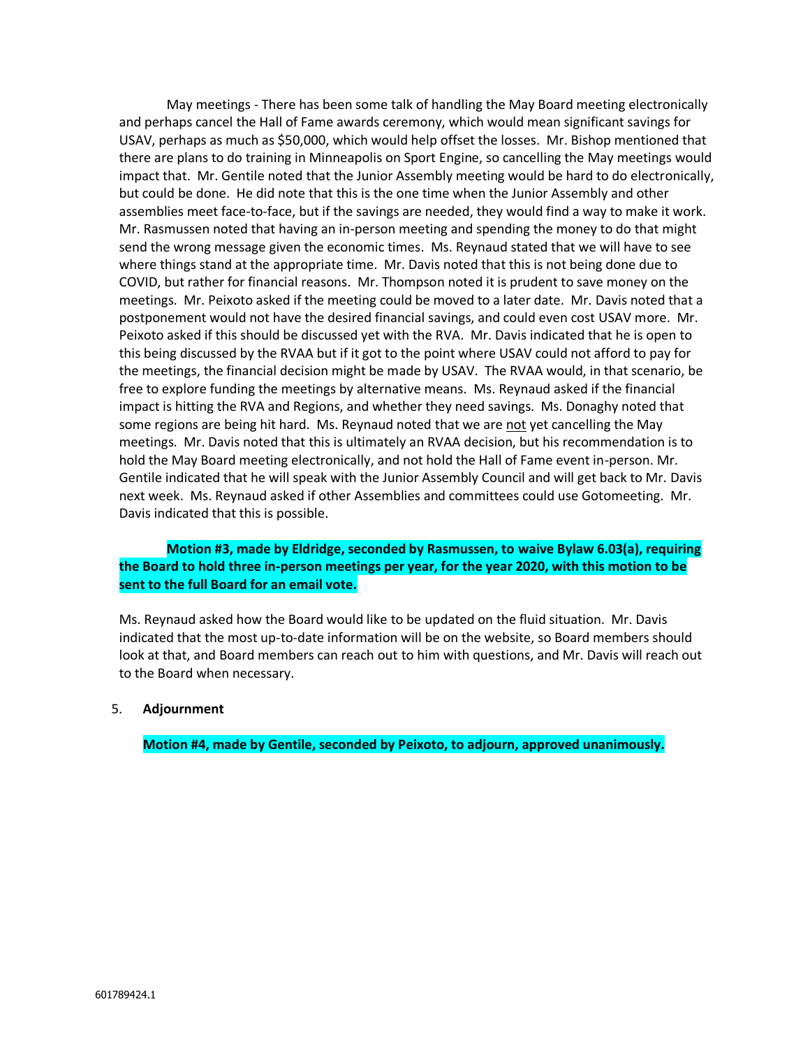May meetings - There has been some talk of handling the May Board meeting electronically and perhaps cancel the Hall of Fame awards ceremony, which would mean significant savings for USAV, perhaps as much as $50,000, which would help offset the losses. Mr. Bishop mentioned that there are plans to do training in Minneapolis on Sport Engine, so cancelling the May meetings would impact that. Mr. Gentile noted that the Junior Assembly meeting would be hard to do electronically, but could be done. He did note that this is the one time when the Junior Assembly and other assemblies meet face-to-face, but if the savings are needed, they would find a way to make it work. Mr. Rasmussen noted that having an in-person meeting and spending the money to do that might send the wrong message given the economic times. Ms. Reynaud stated that we will have to see where things stand at the appropriate time. Mr. Davis noted that this is not being done due to COVID, but rather for financial reasons. Mr. Thompson noted it is prudent to save money on the meetings. Mr. Peixoto asked if the meeting could be moved to a later date. Mr. Davis noted that a postponement would not have the desired financial savings, and could even cost USAV more. Mr. Peixoto asked if this should be discussed yet with the RVA. Mr. Davis indicated that he is open to this being discussed by the RVAA but if it got to the point where USAV could not afford to pay for the meetings, the financial decision might be made by USAV. The RVAA would, in that scenario, be free to explore funding the meetings by alternative means. Ms. Reynaud asked if the financial impact is hitting the RVA and Regions, and whether they need savings. Ms. Donaghy noted that some regions are being hit hard. Ms. Reynaud noted that we are not yet cancelling the May meetings. Mr. Davis noted that this is ultimately an RVAA decision, but his recommendation is to hold the May Board meeting electronically, and not hold the Hall of Fame event in-person. Mr. Gentile indicated that he will speak with the Junior Assembly Council and will get back to Mr. Davis next week. Ms. Reynaud asked if other Assemblies and committees could use Gotomeeting. Mr. Davis indicated that this is possible.

**Motion #3, made by Eldridge, seconded by Rasmussen, to waive Bylaw 6.03(a), requiring the Board to hold three in-person meetings per year, for the year 2020, with this motion to be sent to the full Board for an email vote.**

Ms. Reynaud asked how the Board would like to be updated on the fluid situation. Mr. Davis indicated that the most up-to-date information will be on the website, so Board members should look at that, and Board members can reach out to him with questions, and Mr. Davis will reach out to the Board when necessary.

5. **Adjournment**

   **Motion #4, made by Gentile, seconded by Peixoto, to adjourn, approved unanimously.**

601789424.1